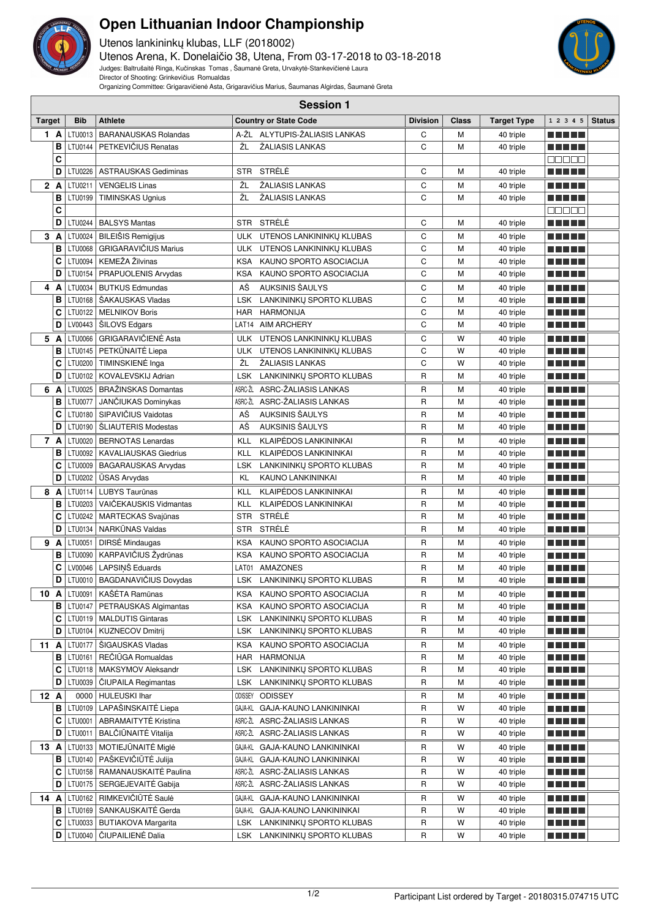# Open Lithuanian Indoor Championship

Utenos lankininkų klubas, LLF (2018002)

Utenos Arena, K. Donelaičio 38, Utena, From 03-17-2018 to 03-18-2018

Judges: Baltrušaitė Ringa, Kučinskas Tomas , Šaumanė Greta, Urvakytė-Stankevičienė Laura

Director of Shooting: Grinkevičius Romualdas

Organizing Committee: Grigaravičienė Asta, Grigaravičius Marius, Šaumanas Algirdas, Šaumanė Greta

## Session 1

| Target | | Bib | Athlete | Country or State Code | | Division | Class | Target Type | 1 2 3 4 5 | Status |
|---|---|---|---|---|---|---|---|---|---|---|
| 1 | A | LTU0013 | BARANAUSKAS Rolandas | A-ŽL | ALYTUPIS-ŽALIASIS LANKAS | C | M | 40 triple | | |
| | B | LTU0144 | PETKEVIČIUS Renatas | ŽL | ŽALIASIS LANKAS | C | M | 40 triple | | |
| | C | | | | | | | | | |
| | D | LTU0226 | ASTRAUSKAS Gediminas | STR | STRĖLĖ | C | M | 40 triple | | |
| 2 | A | LTU0211 | VENGELIS Linas | ŽL | ŽALIASIS LANKAS | C | M | 40 triple | | |
| | B | LTU0199 | TIMINSKAS Ugnius | ŽL | ŽALIASIS LANKAS | C | M | 40 triple | | |
| | C | | | | | | | | | |
| | D | LTU0244 | BALSYS Mantas | STR | STRĖLĖ | C | M | 40 triple | | |
| 3 | A | LTU0024 | BILEIŠIS Remigijus | ULK | UTENOS LANKININKŲ KLUBAS | C | M | 40 triple | | |
| | B | LTU0068 | GRIGARAVIČIUS Marius | ULK | UTENOS LANKININKŲ KLUBAS | C | M | 40 triple | | |
| | C | LTU0094 | KEMEŽA Žilvinas | KSA | KAUNO SPORTO ASOCIACIJA | C | M | 40 triple | | |
| | D | LTU0154 | PRAPUOLENIS Arvydas | KSA | KAUNO SPORTO ASOCIACIJA | C | M | 40 triple | | |
| 4 | A | LTU0034 | BUTKUS Edmundas | AŠ | AUKSINIS ŠAULYS | C | M | 40 triple | | |
| | B | LTU0168 | ŠAKAUSKAS Vladas | LSK | LANKININKŲ SPORTO KLUBAS | C | M | 40 triple | | |
| | C | LTU0122 | MELNIKOV Boris | HAR | HARMONIJA | C | M | 40 triple | | |
| | D | LV00443 | ŠILOVS Edgars | LAT14 | AIM ARCHERY | C | M | 40 triple | | |
| 5 | A | LTU0066 | GRIGARAVIČIENĖ Asta | ULK | UTENOS LANKININKŲ KLUBAS | C | W | 40 triple | | |
| | B | LTU0145 | PETKŪNAITĖ Liepa | ULK | UTENOS LANKININKŲ KLUBAS | C | W | 40 triple | | |
| | C | LTU0200 | TIMINSKIENĖ Inga | ŽL | ŽALIASIS LANKAS | C | W | 40 triple | | |
| | D | LTU0102 | KOVALEVSKIJ Adrian | LSK | LANKININKŲ SPORTO KLUBAS | R | M | 40 triple | | |
| 6 | A | LTU0025 | BRAŽINSKAS Domantas | ASRC-ŽL | ASRC-ŽALIASIS LANKAS | R | M | 40 triple | | |
| | B | LTU0077 | JANČIUKAS Dominykas | ASRC-ŽL | ASRC-ŽALIASIS LANKAS | R | M | 40 triple | | |
| | C | LTU0180 | SIPAVIČIUS Vaidotas | AŠ | AUKSINIS ŠAULYS | R | M | 40 triple | | |
| | D | LTU0190 | ŠLIAUTERIS Modestas | AŠ | AUKSINIS ŠAULYS | R | M | 40 triple | | |
| 7 | A | LTU0020 | BERNOTAS Lenardas | KLL | KLAIPĖDOS LANKININKAI | R | M | 40 triple | | |
| | B | LTU0092 | KAVALIAUSKAS Giedrius | KLL | KLAIPĖDOS LANKININKAI | R | M | 40 triple | | |
| | C | LTU0009 | BAGARAUSKAS Arvydas | LSK | LANKININKŲ SPORTO KLUBAS | R | M | 40 triple | | |
| | D | LTU0202 | ŪSAS Arvydas | KL | KAUNO LANKININKAI | R | M | 40 triple | | |
| 8 | A | LTU0114 | LUBYS Taurūnas | KLL | KLAIPĖDOS LANKININKAI | R | M | 40 triple | | |
| | B | LTU0203 | VAIČEKAUSKIS Vidmantas | KLL | KLAIPĖDOS LANKININKAI | R | M | 40 triple | | |
| | C | LTU0242 | MARTECKAS Svajūnas | STR | STRĖLĖ | R | M | 40 triple | | |
| | D | LTU0134 | NARKŪNAS Valdas | STR | STRĖLĖ | R | M | 40 triple | | |
| 9 | A | LTU0051 | DIRSĖ Mindaugas | KSA | KAUNO SPORTO ASOCIACIJA | R | M | 40 triple | | |
| | B | LTU0090 | KARPAVIČIUS Žydrūnas | KSA | KAUNO SPORTO ASOCIACIJA | R | M | 40 triple | | |
| | C | LV00046 | LAPSIŅŠ Eduards | LAT01 | AMAZONES | R | M | 40 triple | | |
| | D | LTU0010 | BAGDANAVIČIUS Dovydas | LSK | LANKININKŲ SPORTO KLUBAS | R | M | 40 triple | | |
| 10 | A | LTU0091 | KAŠĖTA Ramūnas | KSA | KAUNO SPORTO ASOCIACIJA | R | M | 40 triple | | |
| | B | LTU0147 | PETRAUSKAS Algimantas | KSA | KAUNO SPORTO ASOCIACIJA | R | M | 40 triple | | |
| | C | LTU0119 | MALDUTIS Gintaras | LSK | LANKININKŲ SPORTO KLUBAS | R | M | 40 triple | | |
| | D | LTU0104 | KUZNECOV Dmitrij | LSK | LANKININKŲ SPORTO KLUBAS | R | M | 40 triple | | |
| 11 | A | LTU0177 | ŠIGAUSKAS Vladas | KSA | KAUNO SPORTO ASOCIACIJA | R | M | 40 triple | | |
| | B | LTU0161 | REČIŪGA Romualdas | HAR | HARMONIJA | R | M | 40 triple | | |
| | C | LTU0118 | MAKSYMOV Aleksandr | LSK | LANKININKŲ SPORTO KLUBAS | R | M | 40 triple | | |
| | D | LTU0039 | ČIUPAILA Regimantas | LSK | LANKININKŲ SPORTO KLUBAS | R | M | 40 triple | | |
| 12 | A | 0000 | HULEUSKI Ihar | ODISSEY | ODISSEY | R | M | 40 triple | | |
| | B | LTU0109 | LAPAŠINSKAITĖ Liepa | GAJA-KL | GAJA-KAUNO LANKININKAI | R | W | 40 triple | | |
| | C | LTU0001 | ABRAMAITYTĖ Kristina | ASRC-ŽL | ASRC-ŽALIASIS LANKAS | R | W | 40 triple | | |
| | D | LTU0011 | BALČIŪNAITĖ Vitalija | ASRC-ŽL | ASRC-ŽALIASIS LANKAS | R | W | 40 triple | | |
| 13 | A | LTU0133 | MOTIEJŪNAITĖ Miglė | GAJA-KL | GAJA-KAUNO LANKININKAI | R | W | 40 triple | | |
| | B | LTU0140 | PAŠKEVIČIŪTĖ Julija | GAJA-KL | GAJA-KAUNO LANKININKAI | R | W | 40 triple | | |
| | C | LTU0158 | RAMANAUSKAITĖ Paulina | ASRC-ŽL | ASRC-ŽALIASIS LANKAS | R | W | 40 triple | | |
| | D | LTU0175 | SERGEJEVAITĖ Gabija | ASRC-ŽL | ASRC-ŽALIASIS LANKAS | R | W | 40 triple | | |
| 14 | A | LTU0162 | RIMKEVIČIŪTĖ Saulė | GAJA-KL | GAJA-KAUNO LANKININKAI | R | W | 40 triple | | |
| | B | LTU0169 | SANKAUSKAITĖ Gerda | GAJA-KL | GAJA-KAUNO LANKININKAI | R | W | 40 triple | | |
| | C | LTU0033 | BUTIAKOVA Margarita | LSK | LANKININKŲ SPORTO KLUBAS | R | W | 40 triple | | |
| | D | LTU0040 | ČIUPAILIENĖ Dalia | LSK | LANKININKŲ SPORTO KLUBAS | R | W | 40 triple | | |

Participant List ordered by Target - 20180315.074715 UTC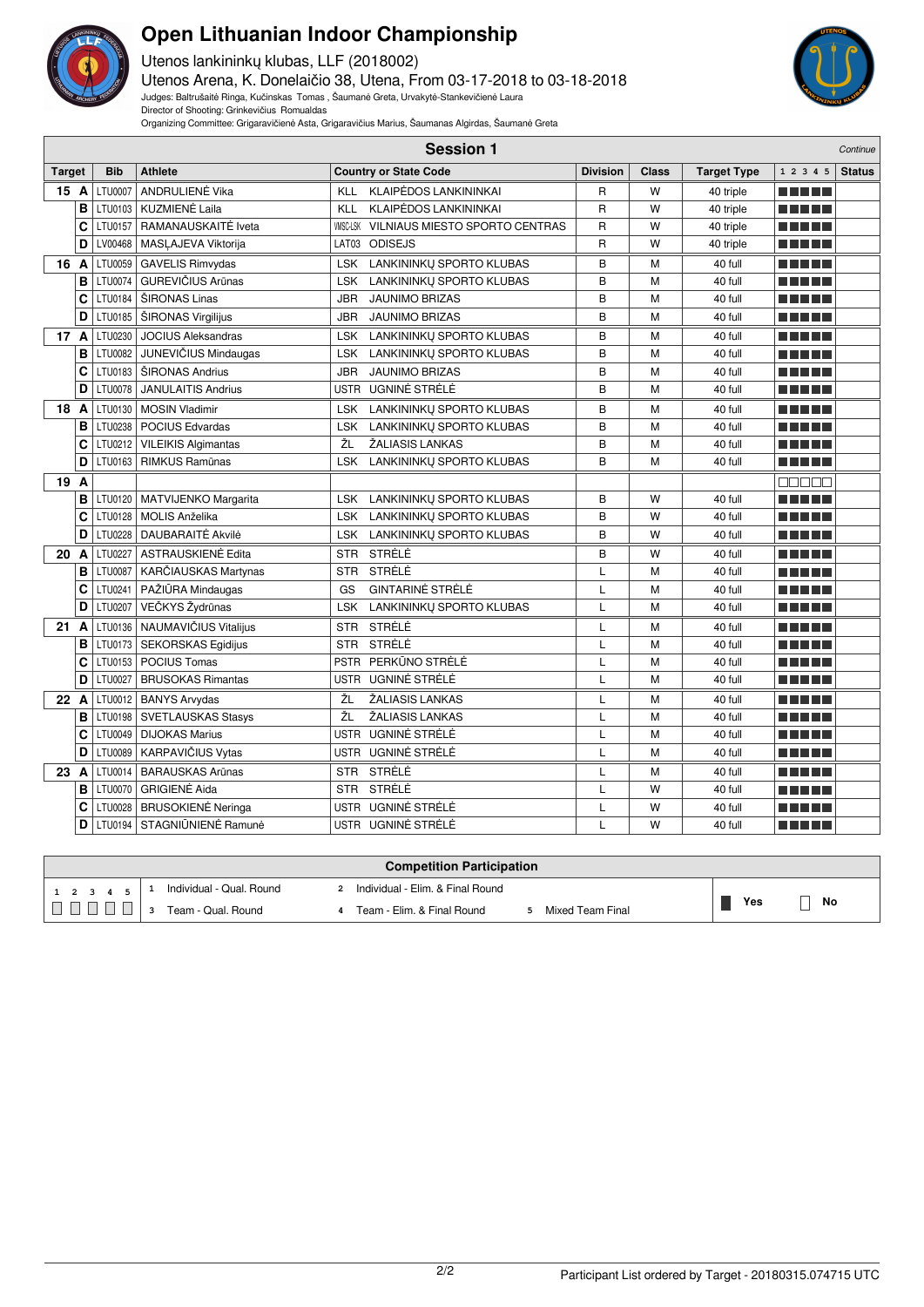# Open Lithuanian Indoor Championship

Utenos lankininkų klubas, LLF (2018002)

Utenos Arena, K. Donelaičio 38, Utena, From 03-17-2018 to 03-18-2018

Judges: Baltrušaitė Ringa, Kučinskas Tomas , Šaumanė Greta, Urvakytė-Stankevičienė Laura

Director of Shooting: Grinkevičius Romualdas

Organizing Committee: Grigaravičienė Asta, Grigaravičius Marius, Šaumanas Algirdas, Šaumanė Greta

## Session 1

*Continue*

| Target | | Bib | Athlete | Country or State Code | | Division | Class | Target Type | 1 2 3 4 5 | Status |
|---|---|---|---|---|---|---|---|---|---|---|
| 15 | A | LTU0007 | ANDRULIENĖ Vika | KLL | KLAIPĖDOS LANKININKAI | R | W | 40 triple | ■■■■■ | |
| | B | LTU0103 | KUZMIENĖ Laila | KLL | KLAIPĖDOS LANKININKAI | R | W | 40 triple | ■■■■■ | |
| | C | LTU0157 | RAMANAUSKAITĖ Iveta | VMSC-LSK | VILNIAUS MIESTO SPORTO CENTRAS | R | W | 40 triple | ■■■■■ | |
| | D | LV00468 | MASĻAJEVA Viktorija | LAT03 | ODISEJS | R | W | 40 triple | ■■■■■ | |
| 16 | A | LTU0059 | GAVELIS Rimvydas | LSK | LANKININKŲ SPORTO KLUBAS | B | M | 40 full | ■■■■■ | |
| | B | LTU0074 | GUREVIČIUS Arūnas | LSK | LANKININKŲ SPORTO KLUBAS | B | M | 40 full | ■■■■■ | |
| | C | LTU0184 | ŠIRONAS Linas | JBR | JAUNIMO BRIZAS | B | M | 40 full | ■■■■■ | |
| | D | LTU0185 | ŠIRONAS Virgilijus | JBR | JAUNIMO BRIZAS | B | M | 40 full | ■■■■■ | |
| 17 | A | LTU0230 | JOCIUS Aleksandras | LSK | LANKININKŲ SPORTO KLUBAS | B | M | 40 full | ■■■■■ | |
| | B | LTU0082 | JUNEVIČIUS Mindaugas | LSK | LANKININKŲ SPORTO KLUBAS | B | M | 40 full | ■■■■■ | |
| | C | LTU0183 | ŠIRONAS Andrius | JBR | JAUNIMO BRIZAS | B | M | 40 full | ■■■■■ | |
| | D | LTU0078 | JANULAITIS Andrius | USTR | UGNINĖ STRĖLĖ | B | M | 40 full | ■■■■■ | |
| 18 | A | LTU0130 | MOSIN Vladimir | LSK | LANKININKŲ SPORTO KLUBAS | B | M | 40 full | ■■■■■ | |
| | B | LTU0238 | POCIUS Edvardas | LSK | LANKININKŲ SPORTO KLUBAS | B | M | 40 full | ■■■■■ | |
| | C | LTU0212 | VILEIKIS Algimantas | ŽL | ŽALIASIS LANKAS | B | M | 40 full | ■■■■■ | |
| | D | LTU0163 | RIMKUS Ramūnas | LSK | LANKININKŲ SPORTO KLUBAS | B | M | 40 full | ■■■■■ | |
| 19 | A | | | | | | | | □□□□□ | |
| | B | LTU0120 | MATVIJENKO Margarita | LSK | LANKININKŲ SPORTO KLUBAS | B | W | 40 full | ■■■■■ | |
| | C | LTU0128 | MOLIS Anželika | LSK | LANKININKŲ SPORTO KLUBAS | B | W | 40 full | ■■■■■ | |
| | D | LTU0228 | DAUBARAITĖ Akvilė | LSK | LANKININKŲ SPORTO KLUBAS | B | W | 40 full | ■■■■■ | |
| 20 | A | LTU0227 | ASTRAUSKIENĖ Edita | STR | STRĖLĖ | B | W | 40 full | ■■■■■ | |
| | B | LTU0087 | KARČIAUSKAS Martynas | STR | STRĖLĖ | L | M | 40 full | ■■■■■ | |
| | C | LTU0241 | PAŽIŪRA Mindaugas | GS | GINTARINĖ STRĖLĖ | L | M | 40 full | ■■■■■ | |
| | D | LTU0207 | VEČKYS Žydrūnas | LSK | LANKININKŲ SPORTO KLUBAS | L | M | 40 full | ■■■■■ | |
| 21 | A | LTU0136 | NAUMAVIČIUS Vitalijus | STR | STRĖLĖ | L | M | 40 full | ■■■■■ | |
| | B | LTU0173 | SEKORSKAS Egidijus | STR | STRĖLĖ | L | M | 40 full | ■■■■■ | |
| | C | LTU0153 | POCIUS Tomas | PSTR | PERKŪNO STRĖLĖ | L | M | 40 full | ■■■■■ | |
| | D | LTU0027 | BRUSOKAS Rimantas | USTR | UGNINĖ STRĖLĖ | L | M | 40 full | ■■■■■ | |
| 22 | A | LTU0012 | BANYS Arvydas | ŽL | ŽALIASIS LANKAS | L | M | 40 full | ■■■■■ | |
| | B | LTU0198 | SVETLAUSKAS Stasys | ŽL | ŽALIASIS LANKAS | L | M | 40 full | ■■■■■ | |
| | C | LTU0049 | DIJOKAS Marius | USTR | UGNINĖ STRĖLĖ | L | M | 40 full | ■■■■■ | |
| | D | LTU0089 | KARPAVIČIUS Vytas | USTR | UGNINĖ STRĖLĖ | L | M | 40 full | ■■■■■ | |
| 23 | A | LTU0014 | BARAUSKAS Arūnas | STR | STRĖLĖ | L | M | 40 full | ■■■■■ | |
| | B | LTU0070 | GRIGIENĖ Aida | STR | STRĖLĖ | L | W | 40 full | ■■■■■ | |
| | C | LTU0028 | BRUSOKIENĖ Neringa | USTR | UGNINĖ STRĖLĖ | L | W | 40 full | ■■■■■ | |
| | D | LTU0194 | STAGNIŪNIENĖ Ramunė | USTR | UGNINĖ STRĖLĖ | L | W | 40 full | ■■■■■ | |

### Competition Participation

| 1 2 3 4 5 | | | | |
|---|---|---|---|---|
| □□□□□ | 1 Individual - Qual. Round | 2 Individual - Elim. & Final Round | | ■ Yes □ No |
| | 3 Team - Qual. Round | 4 Team - Elim. & Final Round | 5 Mixed Team Final | |

Participant List ordered by Target - 20180315.074715 UTC